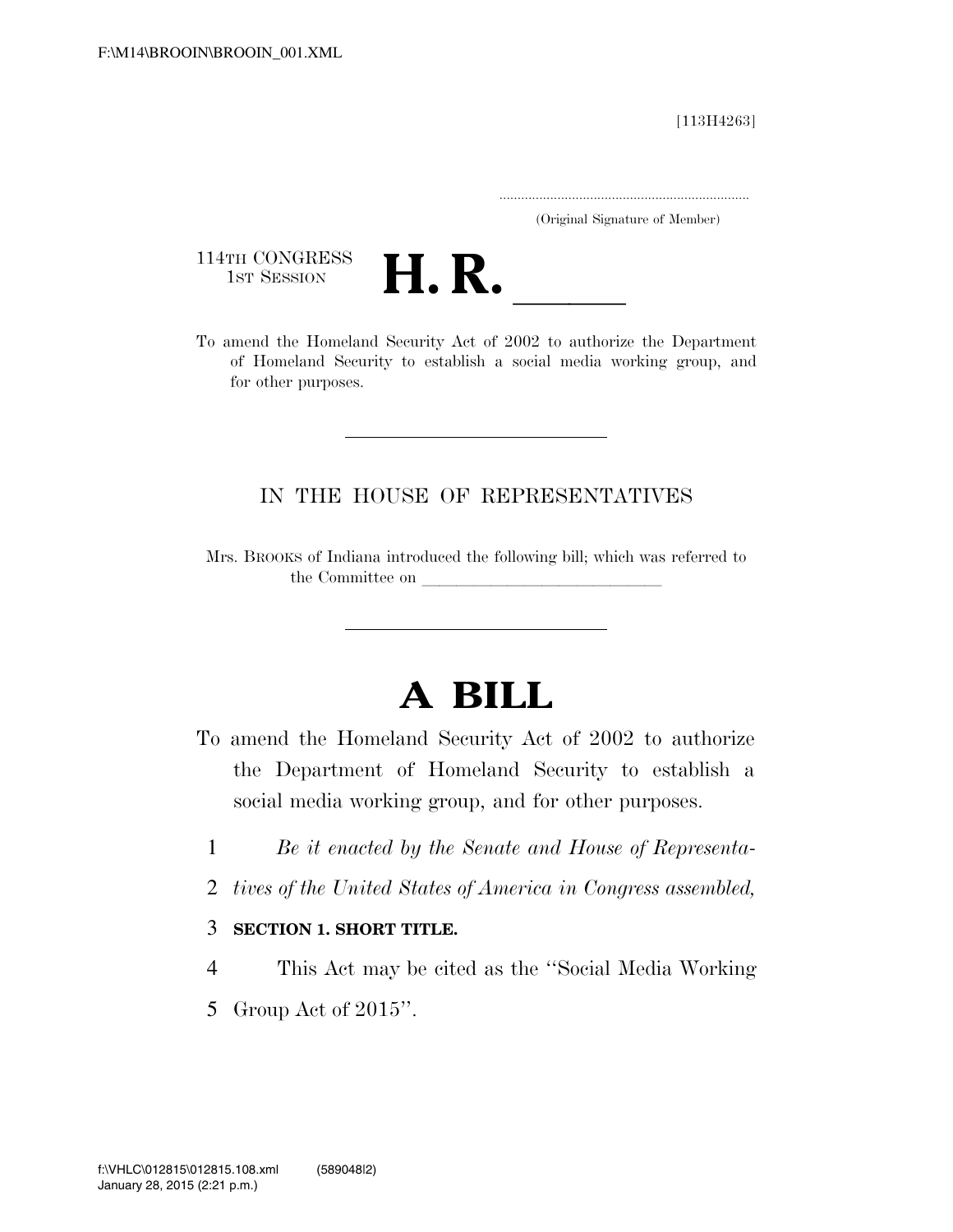F:\M14\BROOIN\BROOIN_001.XML

[113H4263]

.....................................................................
(Original Signature of Member)

114TH CONGRESS
1ST SESSION

# H. R. \_\_\_\_\_\_

To amend the Homeland Security Act of 2002 to authorize the Department of Homeland Security to establish a social media working group, and for other purposes.

---

IN THE HOUSE OF REPRESENTATIVES

Mrs. BROOKS of Indiana introduced the following bill; which was referred to the Committee on \_\_\_\_\_\_\_\_\_\_\_\_\_\_\_\_\_\_\_\_\_\_\_\_\_\_\_\_

---

# A BILL

To amend the Homeland Security Act of 2002 to authorize the Department of Homeland Security to establish a social media working group, and for other purposes.

1 *Be it enacted by the Senate and House of Representa-*
2 *tives of the United States of America in Congress assembled,*

3 **SECTION 1. SHORT TITLE.**

4 This Act may be cited as the ''Social Media Working
5 Group Act of 2015''.

f:\VHLC\012815\012815.108.xml (589048|2)
January 28, 2015 (2:21 p.m.)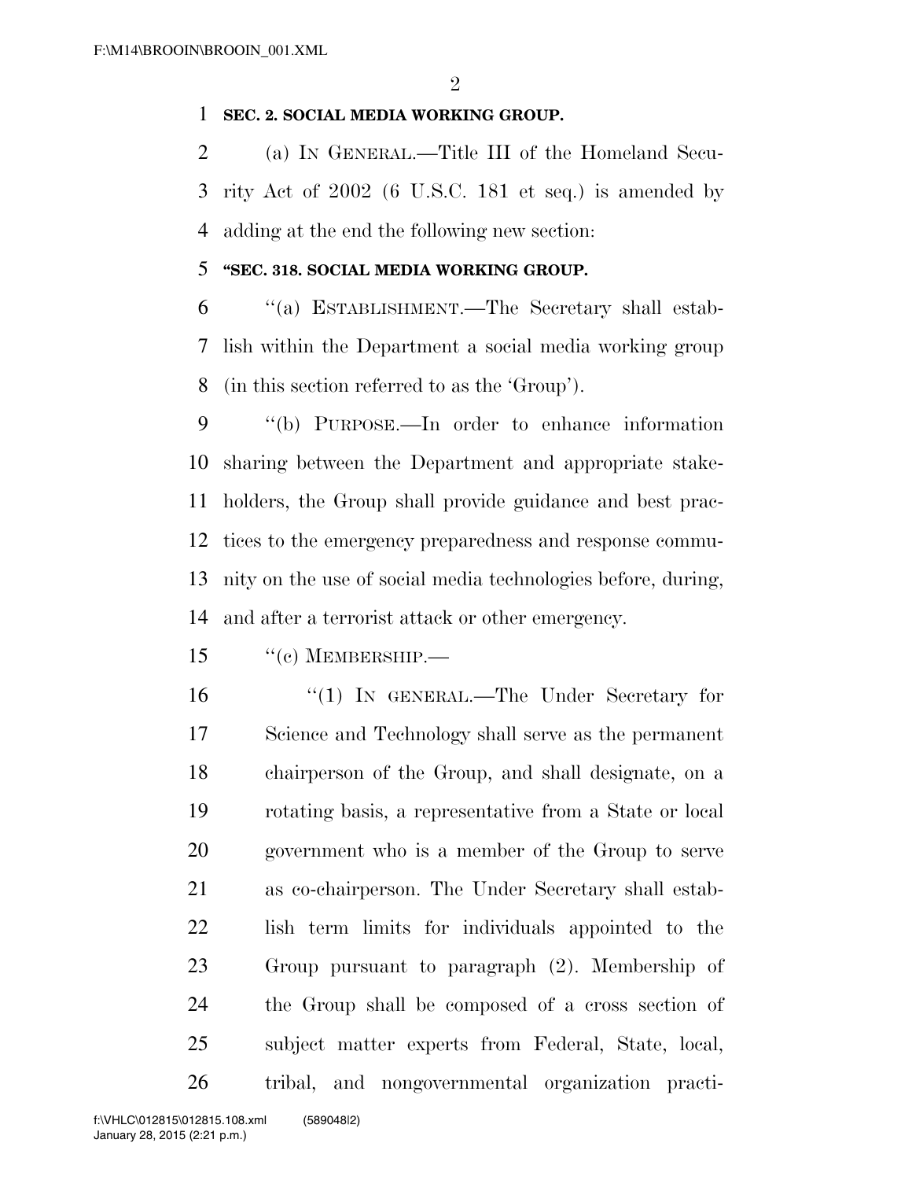**SEC. 2. SOCIAL MEDIA WORKING GROUP.**

(a) IN GENERAL.—Title III of the Homeland Security Act of 2002 (6 U.S.C. 181 et seq.) is amended by adding at the end the following new section:

**"SEC. 318. SOCIAL MEDIA WORKING GROUP.**

"(a) ESTABLISHMENT.—The Secretary shall establish within the Department a social media working group (in this section referred to as the 'Group').

"(b) PURPOSE.—In order to enhance information sharing between the Department and appropriate stakeholders, the Group shall provide guidance and best practices to the emergency preparedness and response community on the use of social media technologies before, during, and after a terrorist attack or other emergency.

"(c) MEMBERSHIP.—

"(1) IN GENERAL.—The Under Secretary for Science and Technology shall serve as the permanent chairperson of the Group, and shall designate, on a rotating basis, a representative from a State or local government who is a member of the Group to serve as co-chairperson. The Under Secretary shall establish term limits for individuals appointed to the Group pursuant to paragraph (2). Membership of the Group shall be composed of a cross section of subject matter experts from Federal, State, local, tribal, and nongovernmental organization practi-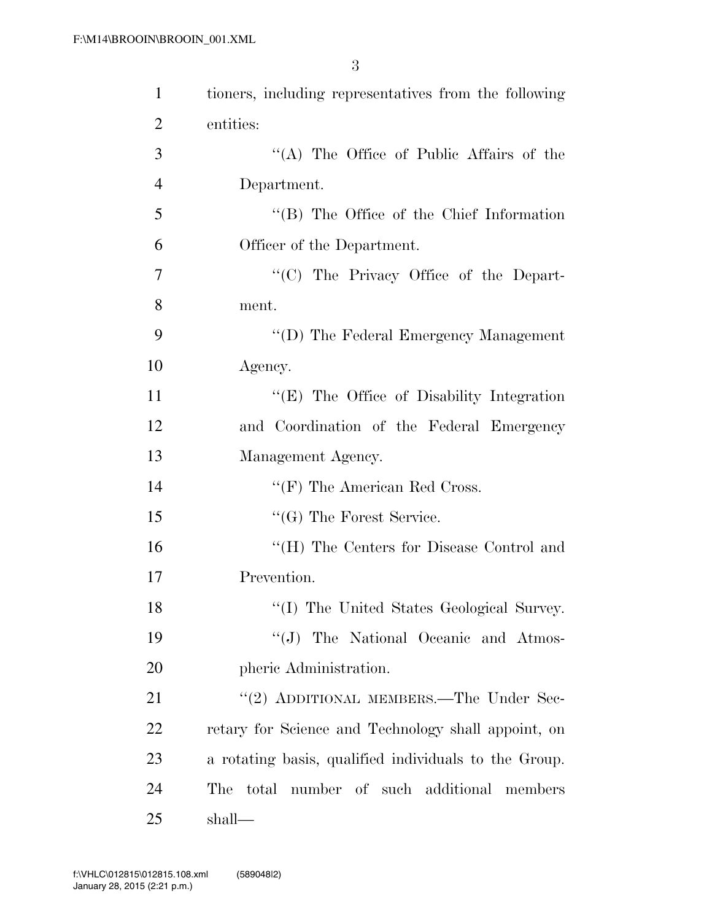tioners, including representatives from the following entities:

"(A) The Office of Public Affairs of the Department.

"(B) The Office of the Chief Information Officer of the Department.

"(C) The Privacy Office of the Department.

"(D) The Federal Emergency Management Agency.

"(E) The Office of Disability Integration and Coordination of the Federal Emergency Management Agency.

"(F) The American Red Cross.

"(G) The Forest Service.

"(H) The Centers for Disease Control and Prevention.

"(I) The United States Geological Survey.

"(J) The National Oceanic and Atmospheric Administration.

"(2) ADDITIONAL MEMBERS.—The Under Secretary for Science and Technology shall appoint, on a rotating basis, qualified individuals to the Group. The total number of such additional members shall—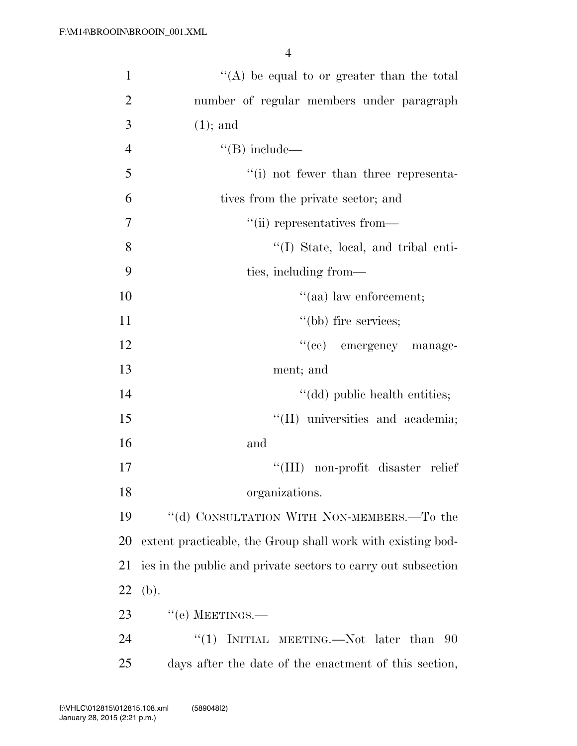''(A) be equal to or greater than the total number of regular members under paragraph (1); and

''(B) include—

''(i) not fewer than three representatives from the private sector; and

''(ii) representatives from—

''(I) State, local, and tribal entities, including from—

''(aa) law enforcement;

''(bb) fire services;

''(cc) emergency management; and

''(dd) public health entities;

''(II) universities and academia; and

''(III) non-profit disaster relief organizations.

''(d) CONSULTATION WITH NON-MEMBERS.—To the extent practicable, the Group shall work with existing bodies in the public and private sectors to carry out subsection (b).

''(e) MEETINGS.—

''(1) INITIAL MEETING.—Not later than 90 days after the date of the enactment of this section,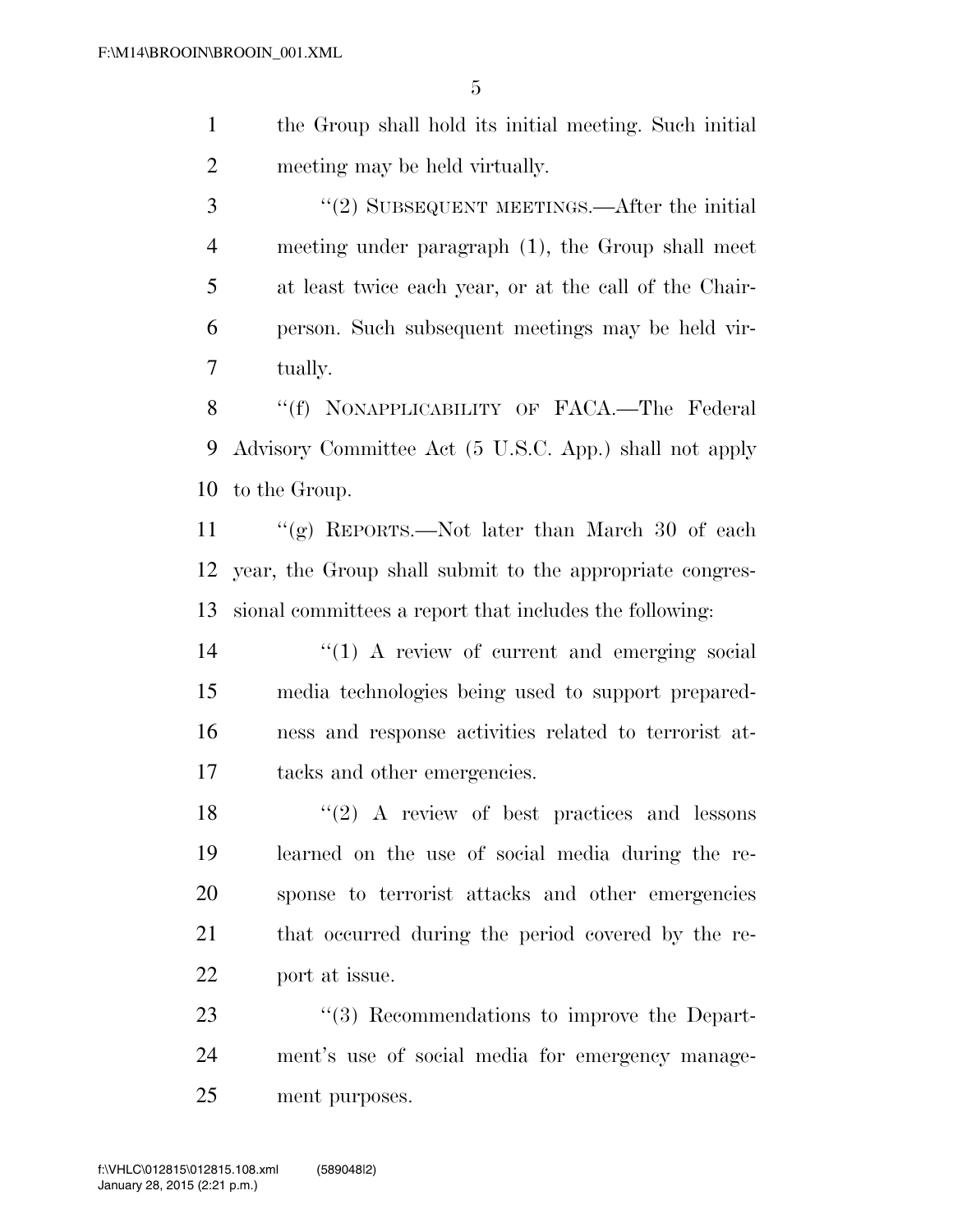the Group shall hold its initial meeting. Such initial meeting may be held virtually.

"(2) SUBSEQUENT MEETINGS.—After the initial meeting under paragraph (1), the Group shall meet at least twice each year, or at the call of the Chairperson. Such subsequent meetings may be held virtually.

"(f) NONAPPLICABILITY OF FACA.—The Federal Advisory Committee Act (5 U.S.C. App.) shall not apply to the Group.

"(g) REPORTS.—Not later than March 30 of each year, the Group shall submit to the appropriate congressional committees a report that includes the following:

"(1) A review of current and emerging social media technologies being used to support preparedness and response activities related to terrorist attacks and other emergencies.

"(2) A review of best practices and lessons learned on the use of social media during the response to terrorist attacks and other emergencies that occurred during the period covered by the report at issue.

"(3) Recommendations to improve the Department's use of social media for emergency management purposes.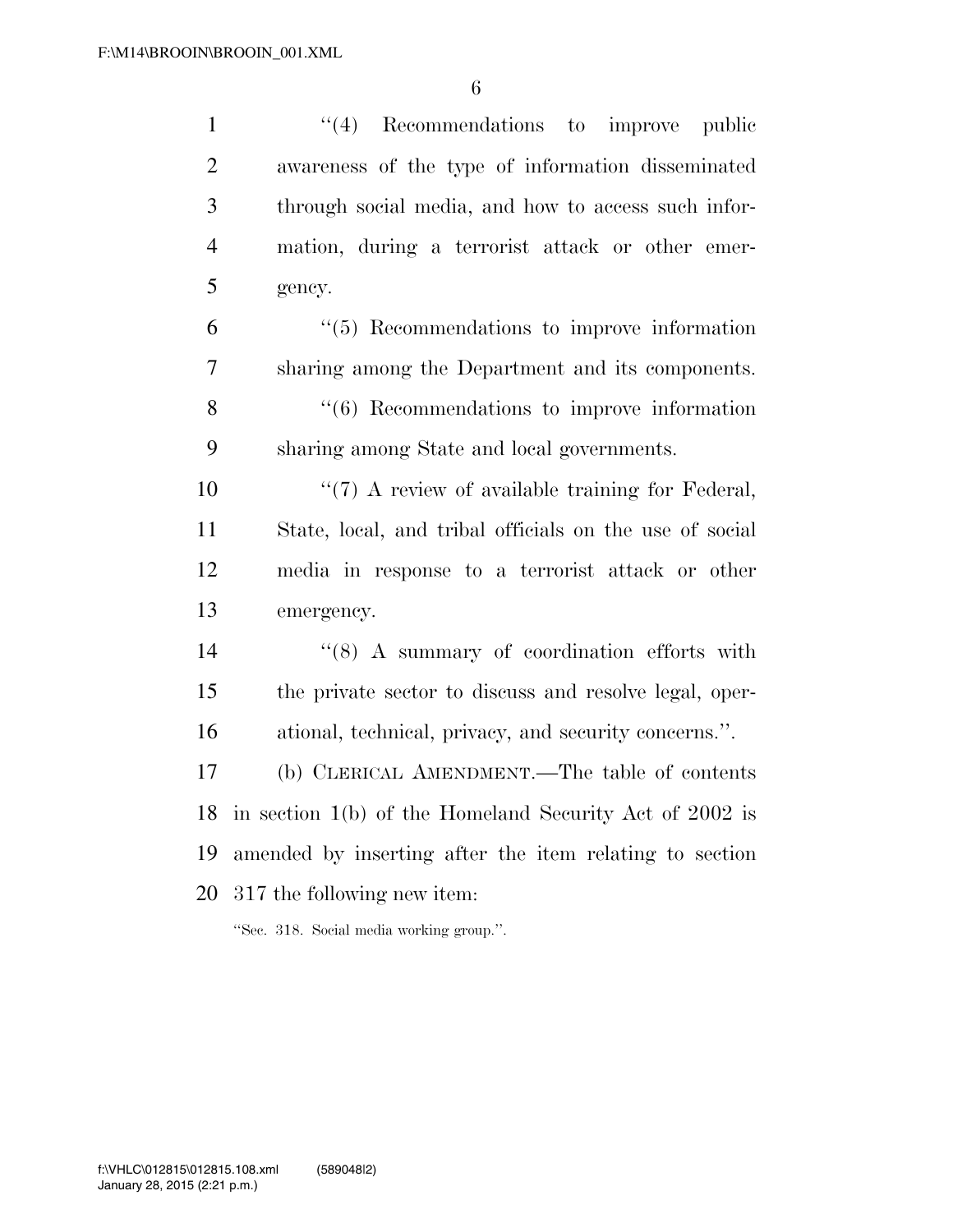"(4) Recommendations to improve public awareness of the type of information disseminated through social media, and how to access such information, during a terrorist attack or other emergency.

"(5) Recommendations to improve information sharing among the Department and its components.

"(6) Recommendations to improve information sharing among State and local governments.

"(7) A review of available training for Federal, State, local, and tribal officials on the use of social media in response to a terrorist attack or other emergency.

"(8) A summary of coordination efforts with the private sector to discuss and resolve legal, operational, technical, privacy, and security concerns.".

(b) CLERICAL AMENDMENT.—The table of contents in section 1(b) of the Homeland Security Act of 2002 is amended by inserting after the item relating to section 317 the following new item:

"Sec. 318. Social media working group.".